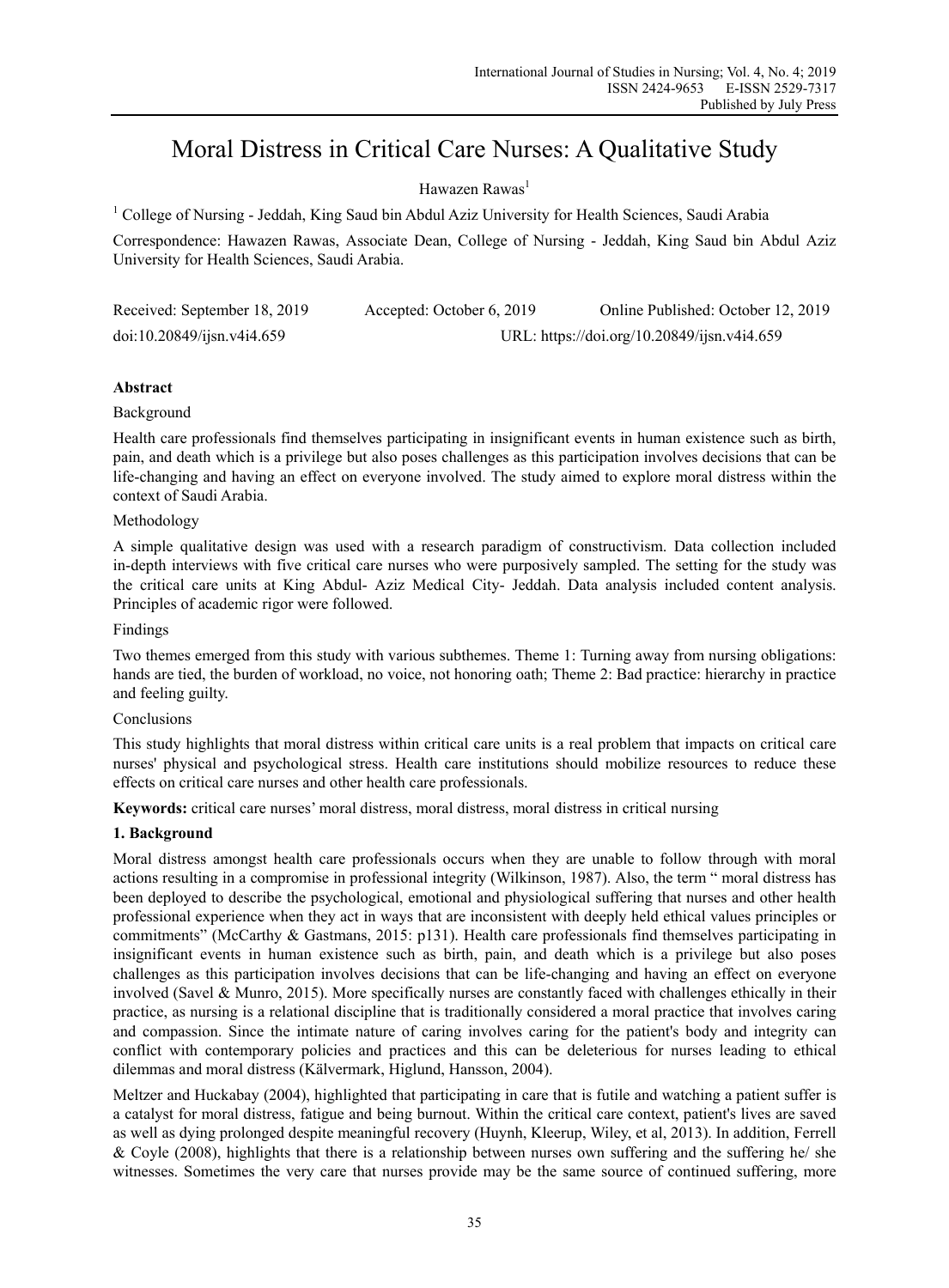# Moral Distress in Critical Care Nurses: A Qualitative Study

Hawazen Rawas[1]

[1] College of Nursing - Jeddah, King Saud bin Abdul Aziz University for Health Sciences, Saudi Arabia

Correspondence: Hawazen Rawas, Associate Dean, College of Nursing - Jeddah, King Saud bin Abdul Aziz University for Health Sciences, Saudi Arabia.

Received: September 18, 2019 Accepted: October 6, 2019 Online Published: October 12, 2019

doi:10.20849/ijsn.v4i4.659 URL: https://doi.org/10.20849/ijsn.v4i4.659

**Abstract**

Background

Health care professionals find themselves participating in insignificant events in human existence such as birth, pain, and death which is a privilege but also poses challenges as this participation involves decisions that can be life-changing and having an effect on everyone involved. The study aimed to explore moral distress within the context of Saudi Arabia.

Methodology

A simple qualitative design was used with a research paradigm of constructivism. Data collection included in-depth interviews with five critical care nurses who were purposively sampled. The setting for the study was the critical care units at King Abdul- Aziz Medical City- Jeddah. Data analysis included content analysis. Principles of academic rigor were followed.

Findings

Two themes emerged from this study with various subthemes. Theme 1: Turning away from nursing obligations: hands are tied, the burden of workload, no voice, not honoring oath; Theme 2: Bad practice: hierarchy in practice and feeling guilty.

Conclusions

This study highlights that moral distress within critical care units is a real problem that impacts on critical care nurses' physical and psychological stress. Health care institutions should mobilize resources to reduce these effects on critical care nurses and other health care professionals.

**Keywords:** critical care nurses' moral distress, moral distress, moral distress in critical nursing

## 1. Background

Moral distress amongst health care professionals occurs when they are unable to follow through with moral actions resulting in a compromise in professional integrity (Wilkinson, 1987). Also, the term " moral distress has been deployed to describe the psychological, emotional and physiological suffering that nurses and other health professional experience when they act in ways that are inconsistent with deeply held ethical values principles or commitments" (McCarthy & Gastmans, 2015: p131). Health care professionals find themselves participating in insignificant events in human existence such as birth, pain, and death which is a privilege but also poses challenges as this participation involves decisions that can be life-changing and having an effect on everyone involved (Savel & Munro, 2015). More specifically nurses are constantly faced with challenges ethically in their practice, as nursing is a relational discipline that is traditionally considered a moral practice that involves caring and compassion. Since the intimate nature of caring involves caring for the patient's body and integrity can conflict with contemporary policies and practices and this can be deleterious for nurses leading to ethical dilemmas and moral distress (Kälvermark, Higlund, Hansson, 2004).

Meltzer and Huckabay (2004), highlighted that participating in care that is futile and watching a patient suffer is a catalyst for moral distress, fatigue and being burnout. Within the critical care context, patient's lives are saved as well as dying prolonged despite meaningful recovery (Huynh, Kleerup, Wiley, et al, 2013). In addition, Ferrell & Coyle (2008), highlights that there is a relationship between nurses own suffering and the suffering he/ she witnesses. Sometimes the very care that nurses provide may be the same source of continued suffering, more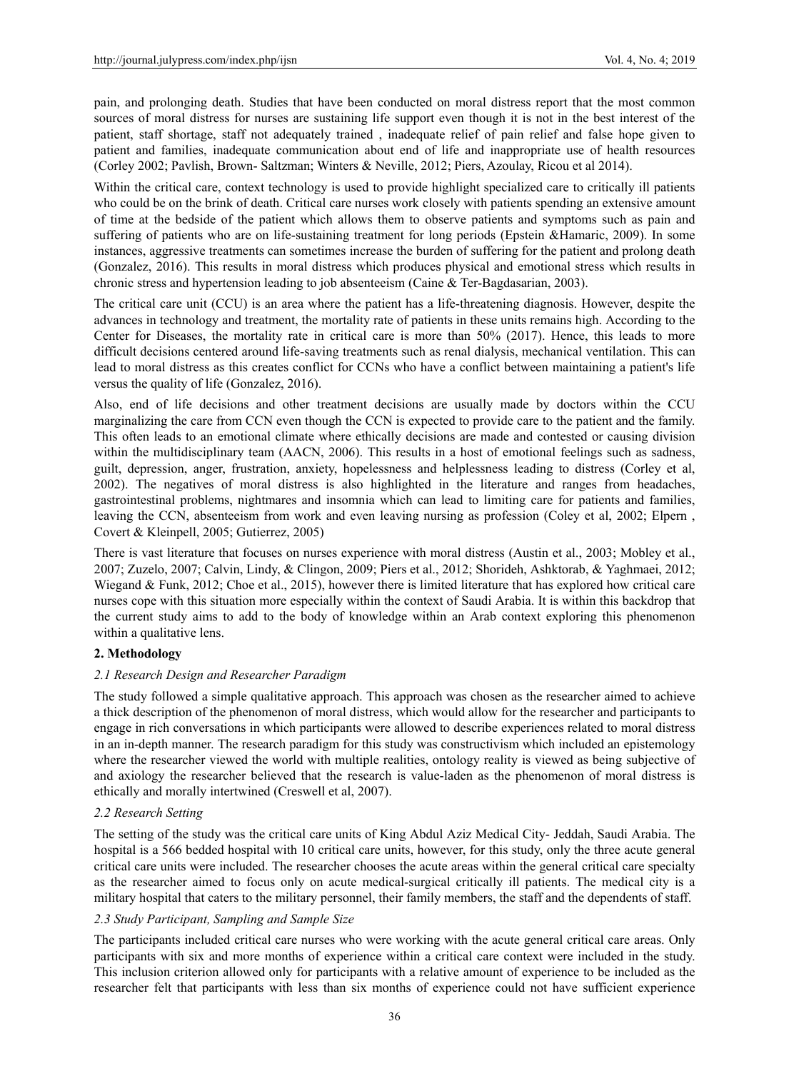pain, and prolonging death. Studies that have been conducted on moral distress report that the most common sources of moral distress for nurses are sustaining life support even though it is not in the best interest of the patient, staff shortage, staff not adequately trained , inadequate relief of pain relief and false hope given to patient and families, inadequate communication about end of life and inappropriate use of health resources (Corley 2002; Pavlish, Brown- Saltzman; Winters & Neville, 2012; Piers, Azoulay, Ricou et al 2014).

Within the critical care, context technology is used to provide highlight specialized care to critically ill patients who could be on the brink of death. Critical care nurses work closely with patients spending an extensive amount of time at the bedside of the patient which allows them to observe patients and symptoms such as pain and suffering of patients who are on life-sustaining treatment for long periods (Epstein &Hamaric, 2009). In some instances, aggressive treatments can sometimes increase the burden of suffering for the patient and prolong death (Gonzalez, 2016). This results in moral distress which produces physical and emotional stress which results in chronic stress and hypertension leading to job absenteeism (Caine & Ter-Bagdasarian, 2003).

The critical care unit (CCU) is an area where the patient has a life-threatening diagnosis. However, despite the advances in technology and treatment, the mortality rate of patients in these units remains high. According to the Center for Diseases, the mortality rate in critical care is more than 50% (2017). Hence, this leads to more difficult decisions centered around life-saving treatments such as renal dialysis, mechanical ventilation. This can lead to moral distress as this creates conflict for CCNs who have a conflict between maintaining a patient's life versus the quality of life (Gonzalez, 2016).

Also, end of life decisions and other treatment decisions are usually made by doctors within the CCU marginalizing the care from CCN even though the CCN is expected to provide care to the patient and the family. This often leads to an emotional climate where ethically decisions are made and contested or causing division within the multidisciplinary team (AACN, 2006). This results in a host of emotional feelings such as sadness, guilt, depression, anger, frustration, anxiety, hopelessness and helplessness leading to distress (Corley et al, 2002). The negatives of moral distress is also highlighted in the literature and ranges from headaches, gastrointestinal problems, nightmares and insomnia which can lead to limiting care for patients and families, leaving the CCN, absenteeism from work and even leaving nursing as profession (Coley et al, 2002; Elpern , Covert & Kleinpell, 2005; Gutierrez, 2005)

There is vast literature that focuses on nurses experience with moral distress (Austin et al., 2003; Mobley et al., 2007; Zuzelo, 2007; Calvin, Lindy, & Clingon, 2009; Piers et al., 2012; Shorideh, Ashktorab, & Yaghmaei, 2012; Wiegand & Funk, 2012; Choe et al., 2015), however there is limited literature that has explored how critical care nurses cope with this situation more especially within the context of Saudi Arabia. It is within this backdrop that the current study aims to add to the body of knowledge within an Arab context exploring this phenomenon within a qualitative lens.

## 2. Methodology

### *2.1 Research Design and Researcher Paradigm*

The study followed a simple qualitative approach. This approach was chosen as the researcher aimed to achieve a thick description of the phenomenon of moral distress, which would allow for the researcher and participants to engage in rich conversations in which participants were allowed to describe experiences related to moral distress in an in-depth manner. The research paradigm for this study was constructivism which included an epistemology where the researcher viewed the world with multiple realities, ontology reality is viewed as being subjective of and axiology the researcher believed that the research is value-laden as the phenomenon of moral distress is ethically and morally intertwined (Creswell et al, 2007).

### *2.2 Research Setting*

The setting of the study was the critical care units of King Abdul Aziz Medical City- Jeddah, Saudi Arabia. The hospital is a 566 bedded hospital with 10 critical care units, however, for this study, only the three acute general critical care units were included. The researcher chooses the acute areas within the general critical care specialty as the researcher aimed to focus only on acute medical-surgical critically ill patients. The medical city is a military hospital that caters to the military personnel, their family members, the staff and the dependents of staff.

### *2.3 Study Participant, Sampling and Sample Size*

The participants included critical care nurses who were working with the acute general critical care areas. Only participants with six and more months of experience within a critical care context were included in the study. This inclusion criterion allowed only for participants with a relative amount of experience to be included as the researcher felt that participants with less than six months of experience could not have sufficient experience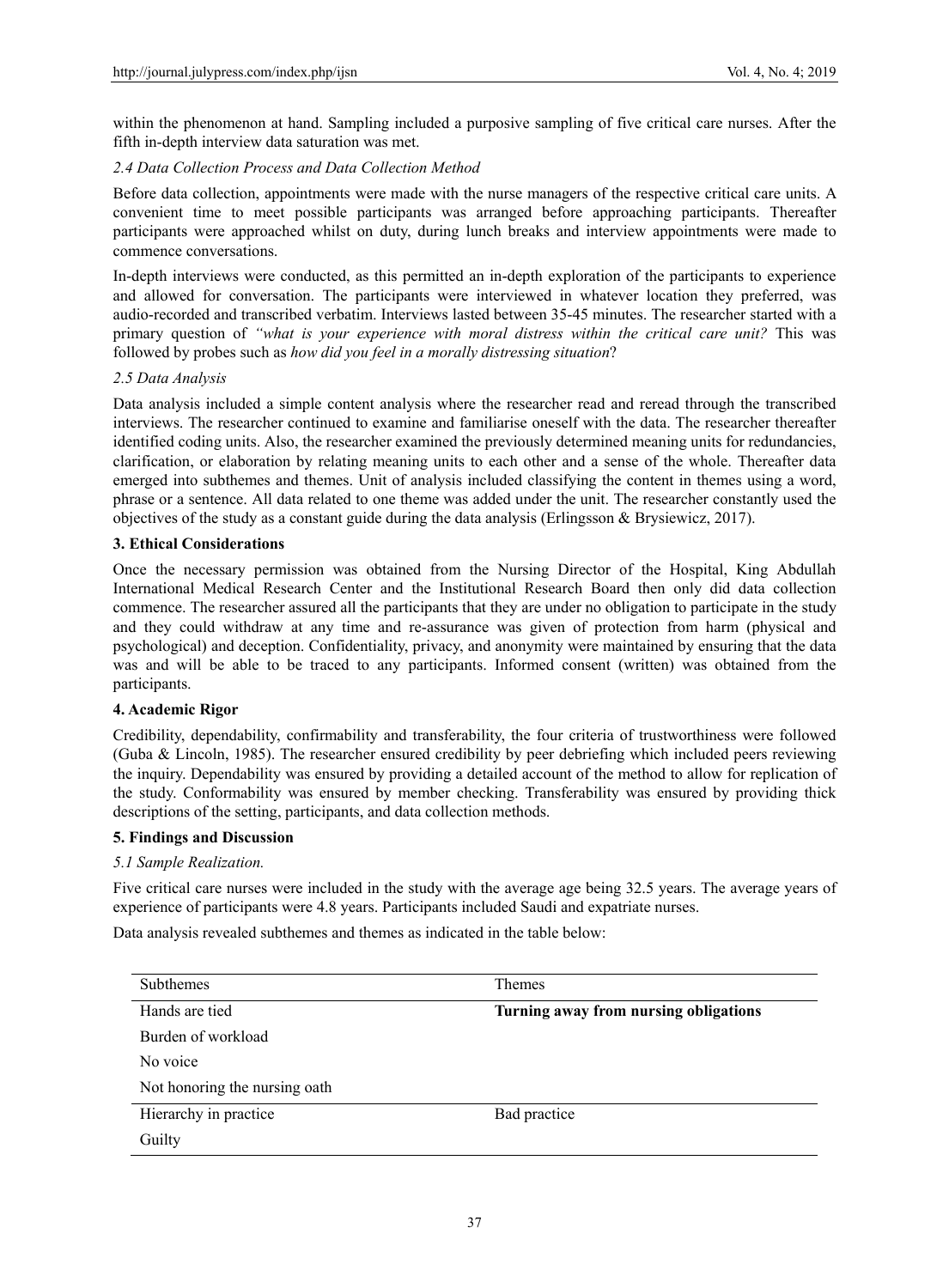within the phenomenon at hand. Sampling included a purposive sampling of five critical care nurses. After the fifth in-depth interview data saturation was met.

### *2.4 Data Collection Process and Data Collection Method*

Before data collection, appointments were made with the nurse managers of the respective critical care units. A convenient time to meet possible participants was arranged before approaching participants. Thereafter participants were approached whilst on duty, during lunch breaks and interview appointments were made to commence conversations.

In-depth interviews were conducted, as this permitted an in-depth exploration of the participants to experience and allowed for conversation. The participants were interviewed in whatever location they preferred, was audio-recorded and transcribed verbatim. Interviews lasted between 35-45 minutes. The researcher started with a primary question of *"what is your experience with moral distress within the critical care unit?* This was followed by probes such as *how did you feel in a morally distressing situation*?

### *2.5 Data Analysis*

Data analysis included a simple content analysis where the researcher read and reread through the transcribed interviews. The researcher continued to examine and familiarise oneself with the data. The researcher thereafter identified coding units. Also, the researcher examined the previously determined meaning units for redundancies, clarification, or elaboration by relating meaning units to each other and a sense of the whole. Thereafter data emerged into subthemes and themes. Unit of analysis included classifying the content in themes using a word, phrase or a sentence. All data related to one theme was added under the unit. The researcher constantly used the objectives of the study as a constant guide during the data analysis (Erlingsson & Brysiewicz, 2017).

## 3. Ethical Considerations

Once the necessary permission was obtained from the Nursing Director of the Hospital, King Abdullah International Medical Research Center and the Institutional Research Board then only did data collection commence. The researcher assured all the participants that they are under no obligation to participate in the study and they could withdraw at any time and re-assurance was given of protection from harm (physical and psychological) and deception. Confidentiality, privacy, and anonymity were maintained by ensuring that the data was and will be able to be traced to any participants. Informed consent (written) was obtained from the participants.

## 4. Academic Rigor

Credibility, dependability, confirmability and transferability, the four criteria of trustworthiness were followed (Guba & Lincoln, 1985). The researcher ensured credibility by peer debriefing which included peers reviewing the inquiry. Dependability was ensured by providing a detailed account of the method to allow for replication of the study. Conformability was ensured by member checking. Transferability was ensured by providing thick descriptions of the setting, participants, and data collection methods.

## 5. Findings and Discussion

### *5.1 Sample Realization.*

Five critical care nurses were included in the study with the average age being 32.5 years. The average years of experience of participants were 4.8 years. Participants included Saudi and expatriate nurses.

Data analysis revealed subthemes and themes as indicated in the table below:

| Subthemes | Themes |
|---|---|
| Hands are tied | **Turning away from nursing obligations** |
| Burden of workload | |
| No voice | |
| Not honoring the nursing oath | |
| Hierarchy in practice | Bad practice |
| Guilty | |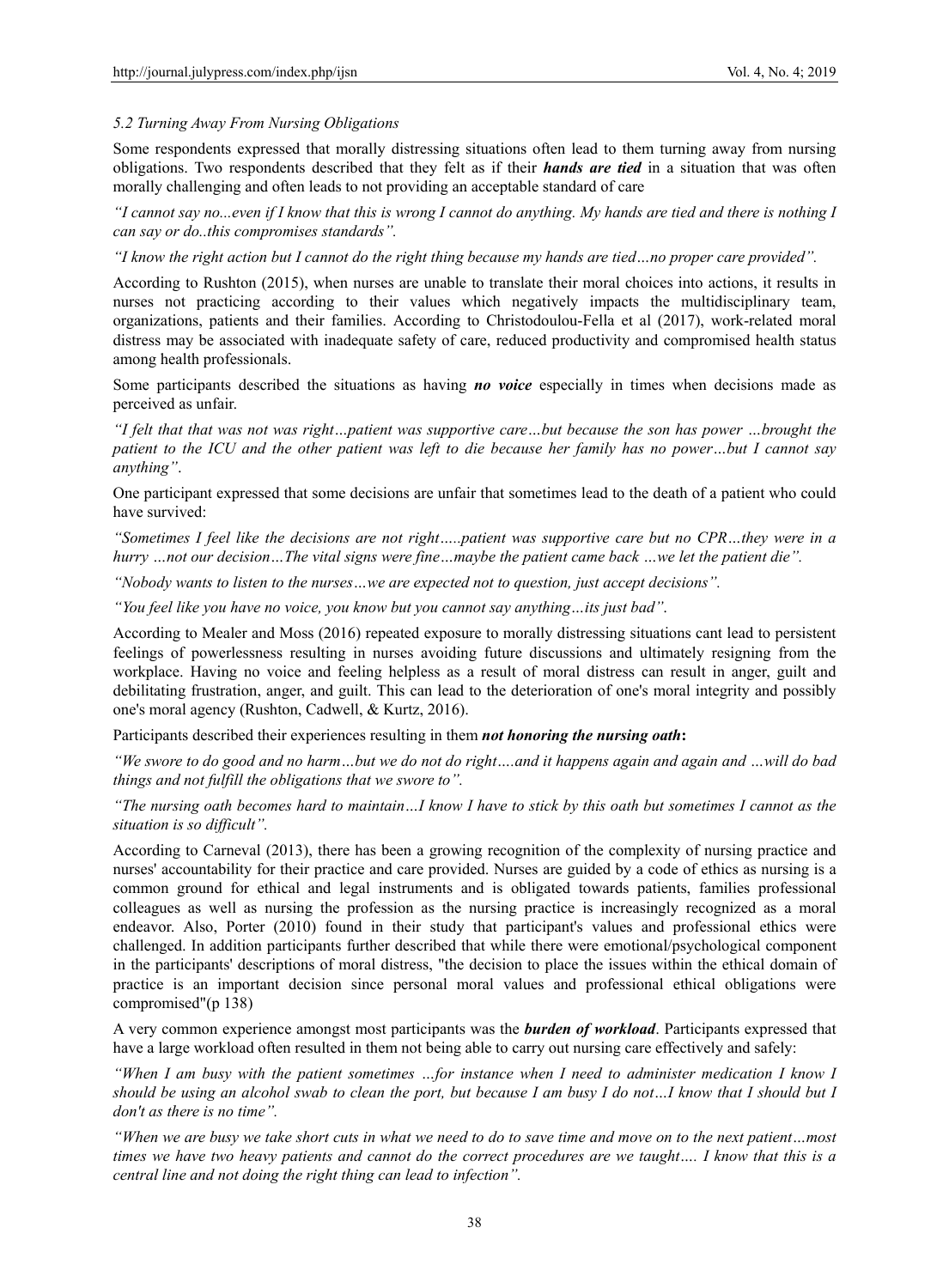### *5.2 Turning Away From Nursing Obligations*

Some respondents expressed that morally distressing situations often lead to them turning away from nursing obligations. Two respondents described that they felt as if their ***hands are tied*** in a situation that was often morally challenging and often leads to not providing an acceptable standard of care

*"I cannot say no...even if I know that this is wrong I cannot do anything. My hands are tied and there is nothing I can say or do..this compromises standards".*

*"I know the right action but I cannot do the right thing because my hands are tied…no proper care provided".*

According to Rushton (2015), when nurses are unable to translate their moral choices into actions, it results in nurses not practicing according to their values which negatively impacts the multidisciplinary team, organizations, patients and their families. According to Christodoulou-Fella et al (2017), work-related moral distress may be associated with inadequate safety of care, reduced productivity and compromised health status among health professionals.

Some participants described the situations as having ***no voice*** especially in times when decisions made as perceived as unfair.

*"I felt that that was not was right…patient was supportive care…but because the son has power …brought the patient to the ICU and the other patient was left to die because her family has no power…but I cannot say anything"*.

One participant expressed that some decisions are unfair that sometimes lead to the death of a patient who could have survived:

*"Sometimes I feel like the decisions are not right…..patient was supportive care but no CPR…they were in a hurry …not our decision…The vital signs were fine…maybe the patient came back …we let the patient die".*

*"Nobody wants to listen to the nurses…we are expected not to question, just accept decisions".*

*"You feel like you have no voice, you know but you cannot say anything…its just bad"*.

According to Mealer and Moss (2016) repeated exposure to morally distressing situations cant lead to persistent feelings of powerlessness resulting in nurses avoiding future discussions and ultimately resigning from the workplace. Having no voice and feeling helpless as a result of moral distress can result in anger, guilt and debilitating frustration, anger, and guilt. This can lead to the deterioration of one's moral integrity and possibly one's moral agency (Rushton, Cadwell, & Kurtz, 2016).

Participants described their experiences resulting in them ***not honoring the nursing oath*:**

*"We swore to do good and no harm…but we do not do right….and it happens again and again and …will do bad things and not fulfill the obligations that we swore to".*

*"The nursing oath becomes hard to maintain…I know I have to stick by this oath but sometimes I cannot as the situation is so difficult".*

According to Carneval (2013), there has been a growing recognition of the complexity of nursing practice and nurses' accountability for their practice and care provided. Nurses are guided by a code of ethics as nursing is a common ground for ethical and legal instruments and is obligated towards patients, families professional colleagues as well as nursing the profession as the nursing practice is increasingly recognized as a moral endeavor. Also, Porter (2010) found in their study that participant's values and professional ethics were challenged. In addition participants further described that while there were emotional/psychological component in the participants' descriptions of moral distress, "the decision to place the issues within the ethical domain of practice is an important decision since personal moral values and professional ethical obligations were compromised"(p 138)

A very common experience amongst most participants was the ***burden of workload***. Participants expressed that have a large workload often resulted in them not being able to carry out nursing care effectively and safely:

*"When I am busy with the patient sometimes …for instance when I need to administer medication I know I should be using an alcohol swab to clean the port, but because I am busy I do not…I know that I should but I don't as there is no time".*

*"When we are busy we take short cuts in what we need to do to save time and move on to the next patient…most times we have two heavy patients and cannot do the correct procedures are we taught…. I know that this is a central line and not doing the right thing can lead to infection".*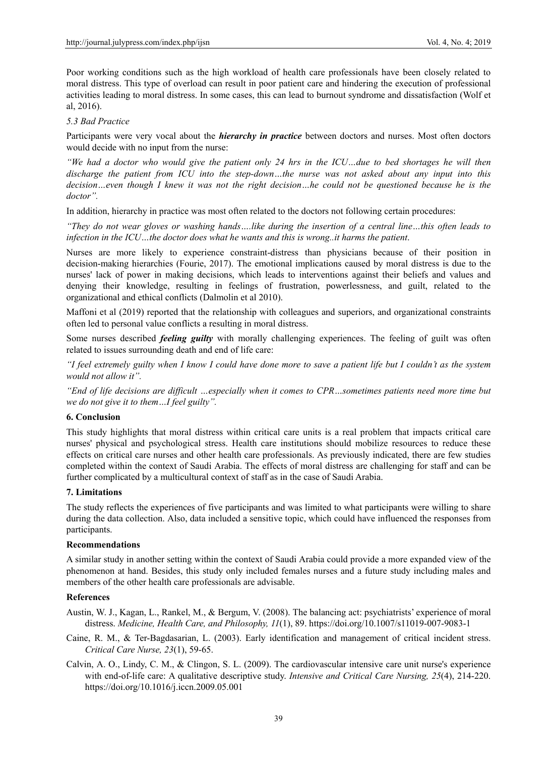Poor working conditions such as the high workload of health care professionals have been closely related to moral distress. This type of overload can result in poor patient care and hindering the execution of professional activities leading to moral distress. In some cases, this can lead to burnout syndrome and dissatisfaction (Wolf et al, 2016).

### *5.3 Bad Practice*

Participants were very vocal about the ***hierarchy in practice*** between doctors and nurses. Most often doctors would decide with no input from the nurse:

*"We had a doctor who would give the patient only 24 hrs in the ICU…due to bed shortages he will then discharge the patient from ICU into the step-down…the nurse was not asked about any input into this decision…even though I knew it was not the right decision…he could not be questioned because he is the doctor".*

In addition, hierarchy in practice was most often related to the doctors not following certain procedures:

*"They do not wear gloves or washing hands….like during the insertion of a central line…this often leads to infection in the ICU…the doctor does what he wants and this is wrong..it harms the patient*.

Nurses are more likely to experience constraint-distress than physicians because of their position in decision-making hierarchies (Fourie, 2017). The emotional implications caused by moral distress is due to the nurses' lack of power in making decisions, which leads to interventions against their beliefs and values and denying their knowledge, resulting in feelings of frustration, powerlessness, and guilt, related to the organizational and ethical conflicts (Dalmolin et al 2010).

Maffoni et al (2019) reported that the relationship with colleagues and superiors, and organizational constraints often led to personal value conflicts a resulting in moral distress.

Some nurses described ***feeling guilty*** with morally challenging experiences. The feeling of guilt was often related to issues surrounding death and end of life care:

*"I feel extremely guilty when I know I could have done more to save a patient life but I couldn't as the system would not allow it".*

*"End of life decisions are difficult …especially when it comes to CPR…sometimes patients need more time but we do not give it to them…I feel guilty".*

## 6. Conclusion

This study highlights that moral distress within critical care units is a real problem that impacts critical care nurses' physical and psychological stress. Health care institutions should mobilize resources to reduce these effects on critical care nurses and other health care professionals. As previously indicated, there are few studies completed within the context of Saudi Arabia. The effects of moral distress are challenging for staff and can be further complicated by a multicultural context of staff as in the case of Saudi Arabia.

## 7. Limitations

The study reflects the experiences of five participants and was limited to what participants were willing to share during the data collection. Also, data included a sensitive topic, which could have influenced the responses from participants.

## Recommendations

A similar study in another setting within the context of Saudi Arabia could provide a more expanded view of the phenomenon at hand. Besides, this study only included females nurses and a future study including males and members of the other health care professionals are advisable.

## References

Austin, W. J., Kagan, L., Rankel, M., & Bergum, V. (2008). The balancing act: psychiatrists' experience of moral distress. *Medicine, Health Care, and Philosophy, 11*(1), 89. https://doi.org/10.1007/s11019-007-9083-1

Caine, R. M., & Ter-Bagdasarian, L. (2003). Early identification and management of critical incident stress. *Critical Care Nurse, 23*(1), 59-65.

Calvin, A. O., Lindy, C. M., & Clingon, S. L. (2009). The cardiovascular intensive care unit nurse's experience with end-of-life care: A qualitative descriptive study. *Intensive and Critical Care Nursing, 25*(4), 214-220. https://doi.org/10.1016/j.iccn.2009.05.001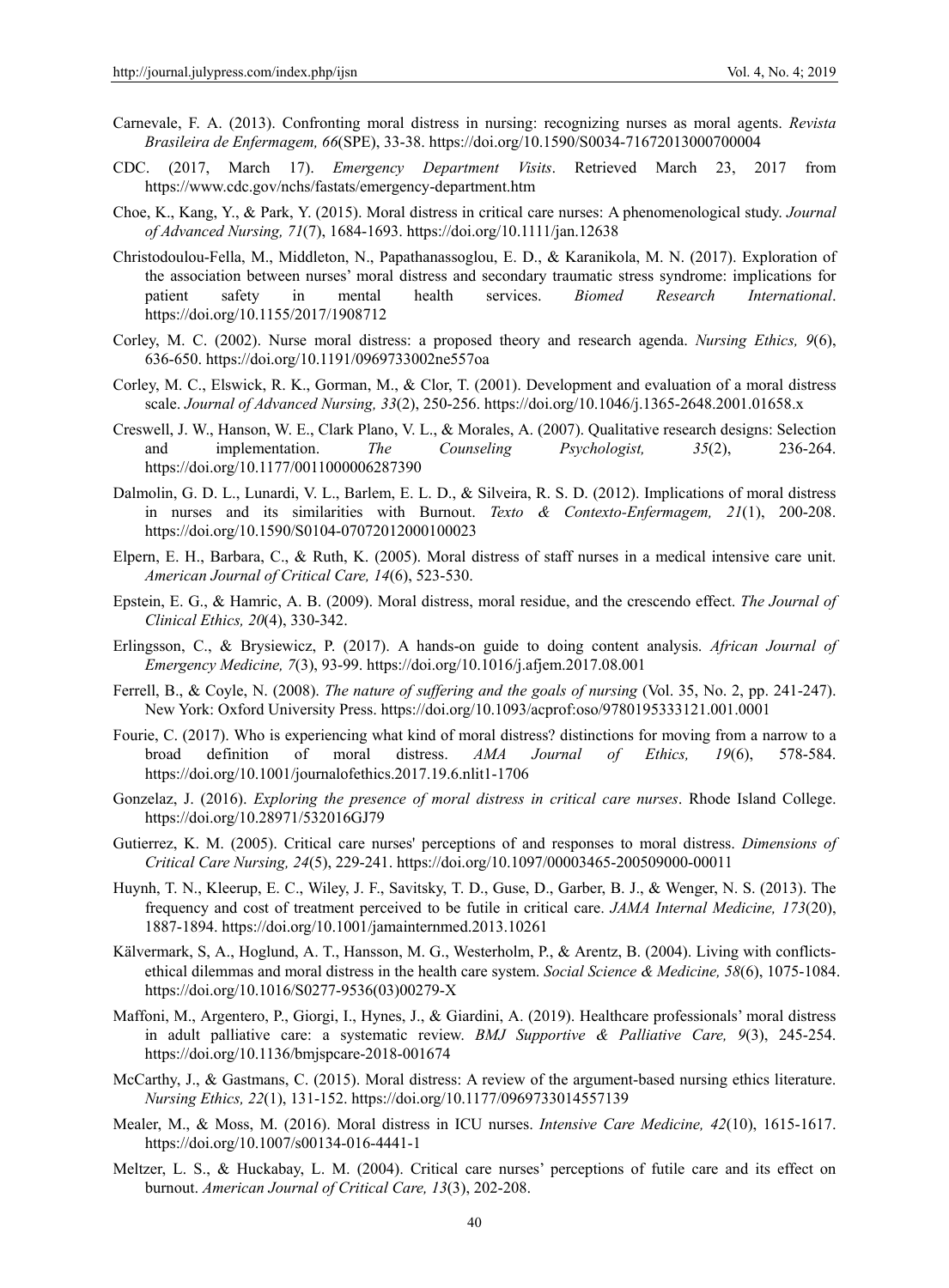Carnevale, F. A. (2013). Confronting moral distress in nursing: recognizing nurses as moral agents. *Revista Brasileira de Enfermagem, 66*(SPE), 33-38. https://doi.org/10.1590/S0034-71672013000700004

CDC. (2017, March 17). *Emergency Department Visits*. Retrieved March 23, 2017 from https://www.cdc.gov/nchs/fastats/emergency-department.htm

Choe, K., Kang, Y., & Park, Y. (2015). Moral distress in critical care nurses: A phenomenological study. *Journal of Advanced Nursing, 71*(7), 1684-1693. https://doi.org/10.1111/jan.12638

Christodoulou-Fella, M., Middleton, N., Papathanassoglou, E. D., & Karanikola, M. N. (2017). Exploration of the association between nurses' moral distress and secondary traumatic stress syndrome: implications for patient safety in mental health services. *Biomed Research International*. https://doi.org/10.1155/2017/1908712

Corley, M. C. (2002). Nurse moral distress: a proposed theory and research agenda. *Nursing Ethics, 9*(6), 636-650. https://doi.org/10.1191/0969733002ne557oa

Corley, M. C., Elswick, R. K., Gorman, M., & Clor, T. (2001). Development and evaluation of a moral distress scale. *Journal of Advanced Nursing, 33*(2), 250-256. https://doi.org/10.1046/j.1365-2648.2001.01658.x

Creswell, J. W., Hanson, W. E., Clark Plano, V. L., & Morales, A. (2007). Qualitative research designs: Selection and implementation. *The Counseling Psychologist, 35*(2), 236-264. https://doi.org/10.1177/0011000006287390

Dalmolin, G. D. L., Lunardi, V. L., Barlem, E. L. D., & Silveira, R. S. D. (2012). Implications of moral distress in nurses and its similarities with Burnout. *Texto & Contexto-Enfermagem, 21*(1), 200-208. https://doi.org/10.1590/S0104-07072012000100023

Elpern, E. H., Barbara, C., & Ruth, K. (2005). Moral distress of staff nurses in a medical intensive care unit. *American Journal of Critical Care, 14*(6), 523-530.

Epstein, E. G., & Hamric, A. B. (2009). Moral distress, moral residue, and the crescendo effect. *The Journal of Clinical Ethics, 20*(4), 330-342.

Erlingsson, C., & Brysiewicz, P. (2017). A hands-on guide to doing content analysis. *African Journal of Emergency Medicine, 7*(3), 93-99. https://doi.org/10.1016/j.afjem.2017.08.001

Ferrell, B., & Coyle, N. (2008). *The nature of suffering and the goals of nursing* (Vol. 35, No. 2, pp. 241-247). New York: Oxford University Press. https://doi.org/10.1093/acprof:oso/9780195333121.001.0001

Fourie, C. (2017). Who is experiencing what kind of moral distress? distinctions for moving from a narrow to a broad definition of moral distress. *AMA Journal of Ethics, 19*(6), 578-584. https://doi.org/10.1001/journalofethics.2017.19.6.nlit1-1706

Gonzelaz, J. (2016). *Exploring the presence of moral distress in critical care nurses*. Rhode Island College. https://doi.org/10.28971/532016GJ79

Gutierrez, K. M. (2005). Critical care nurses' perceptions of and responses to moral distress. *Dimensions of Critical Care Nursing, 24*(5), 229-241. https://doi.org/10.1097/00003465-200509000-00011

Huynh, T. N., Kleerup, E. C., Wiley, J. F., Savitsky, T. D., Guse, D., Garber, B. J., & Wenger, N. S. (2013). The frequency and cost of treatment perceived to be futile in critical care. *JAMA Internal Medicine, 173*(20), 1887-1894. https://doi.org/10.1001/jamainternmed.2013.10261

Kälvermark, S, A., Hoglund, A. T., Hansson, M. G., Westerholm, P., & Arentz, B. (2004). Living with conflicts-ethical dilemmas and moral distress in the health care system. *Social Science & Medicine, 58*(6), 1075-1084. https://doi.org/10.1016/S0277-9536(03)00279-X

Maffoni, M., Argentero, P., Giorgi, I., Hynes, J., & Giardini, A. (2019). Healthcare professionals' moral distress in adult palliative care: a systematic review. *BMJ Supportive & Palliative Care, 9*(3), 245-254. https://doi.org/10.1136/bmjspcare-2018-001674

McCarthy, J., & Gastmans, C. (2015). Moral distress: A review of the argument-based nursing ethics literature. *Nursing Ethics, 22*(1), 131-152. https://doi.org/10.1177/0969733014557139

Mealer, M., & Moss, M. (2016). Moral distress in ICU nurses. *Intensive Care Medicine, 42*(10), 1615-1617. https://doi.org/10.1007/s00134-016-4441-1

Meltzer, L. S., & Huckabay, L. M. (2004). Critical care nurses' perceptions of futile care and its effect on burnout. *American Journal of Critical Care, 13*(3), 202-208.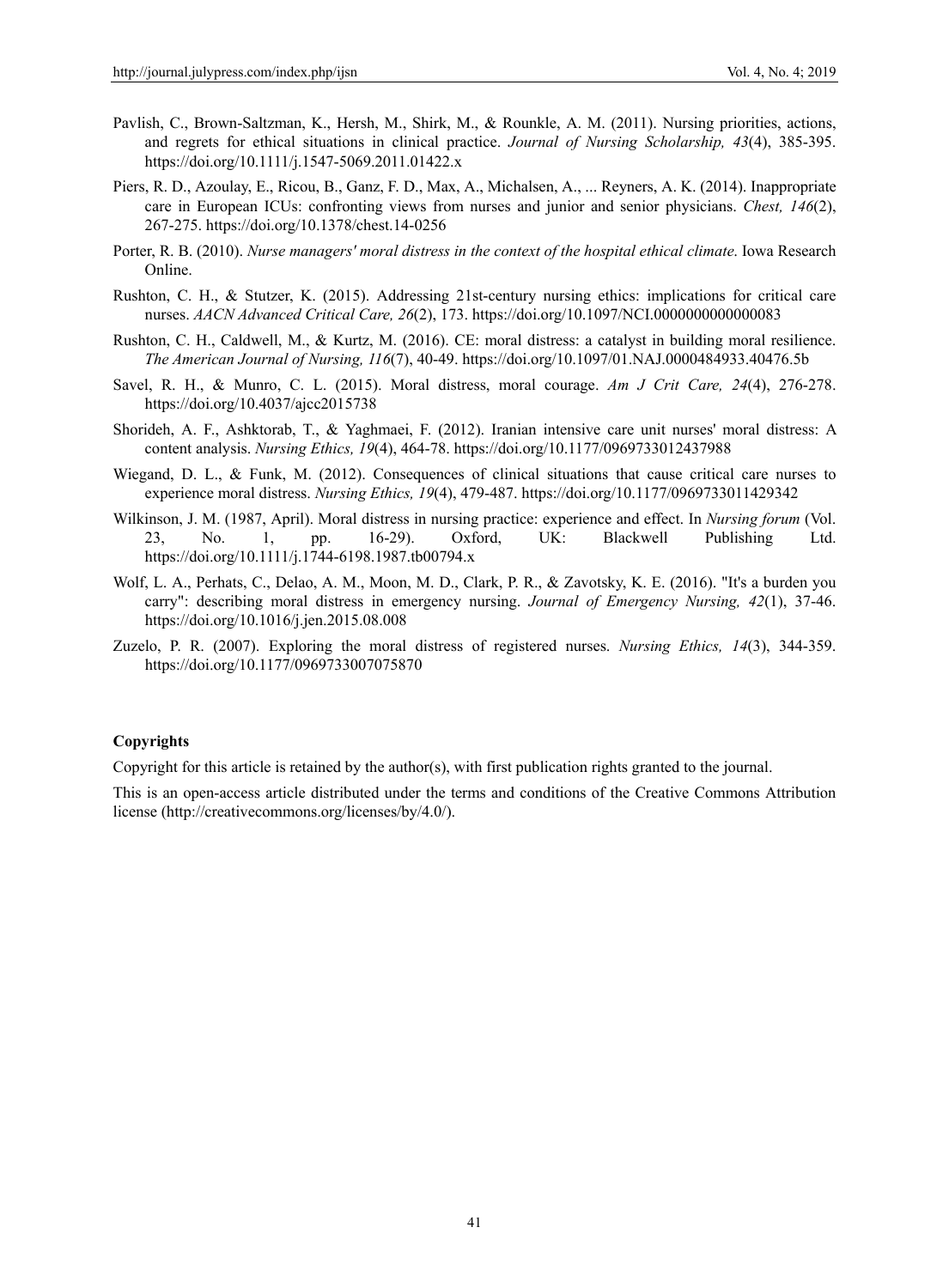Pavlish, C., Brown-Saltzman, K., Hersh, M., Shirk, M., & Rounkle, A. M. (2011). Nursing priorities, actions, and regrets for ethical situations in clinical practice. *Journal of Nursing Scholarship, 43*(4), 385-395. https://doi.org/10.1111/j.1547-5069.2011.01422.x

Piers, R. D., Azoulay, E., Ricou, B., Ganz, F. D., Max, A., Michalsen, A., ... Reyners, A. K. (2014). Inappropriate care in European ICUs: confronting views from nurses and junior and senior physicians. *Chest, 146*(2), 267-275. https://doi.org/10.1378/chest.14-0256

Porter, R. B. (2010). *Nurse managers' moral distress in the context of the hospital ethical climate*. Iowa Research Online.

Rushton, C. H., & Stutzer, K. (2015). Addressing 21st-century nursing ethics: implications for critical care nurses. *AACN Advanced Critical Care, 26*(2), 173. https://doi.org/10.1097/NCI.0000000000000083

Rushton, C. H., Caldwell, M., & Kurtz, M. (2016). CE: moral distress: a catalyst in building moral resilience. *The American Journal of Nursing, 116*(7), 40-49. https://doi.org/10.1097/01.NAJ.0000484933.40476.5b

Savel, R. H., & Munro, C. L. (2015). Moral distress, moral courage. *Am J Crit Care, 24*(4), 276-278. https://doi.org/10.4037/ajcc2015738

Shorideh, A. F., Ashktorab, T., & Yaghmaei, F. (2012). Iranian intensive care unit nurses' moral distress: A content analysis. *Nursing Ethics, 19*(4), 464-78. https://doi.org/10.1177/0969733012437988

Wiegand, D. L., & Funk, M. (2012). Consequences of clinical situations that cause critical care nurses to experience moral distress. *Nursing Ethics, 19*(4), 479-487. https://doi.org/10.1177/0969733011429342

Wilkinson, J. M. (1987, April). Moral distress in nursing practice: experience and effect. In *Nursing forum* (Vol. 23, No. 1, pp. 16-29). Oxford, UK: Blackwell Publishing Ltd. https://doi.org/10.1111/j.1744-6198.1987.tb00794.x

Wolf, L. A., Perhats, C., Delao, A. M., Moon, M. D., Clark, P. R., & Zavotsky, K. E. (2016). "It's a burden you carry": describing moral distress in emergency nursing. *Journal of Emergency Nursing, 42*(1), 37-46. https://doi.org/10.1016/j.jen.2015.08.008

Zuzelo, P. R. (2007). Exploring the moral distress of registered nurses. *Nursing Ethics, 14*(3), 344-359. https://doi.org/10.1177/0969733007075870

**Copyrights**

Copyright for this article is retained by the author(s), with first publication rights granted to the journal.

This is an open-access article distributed under the terms and conditions of the Creative Commons Attribution license (http://creativecommons.org/licenses/by/4.0/).